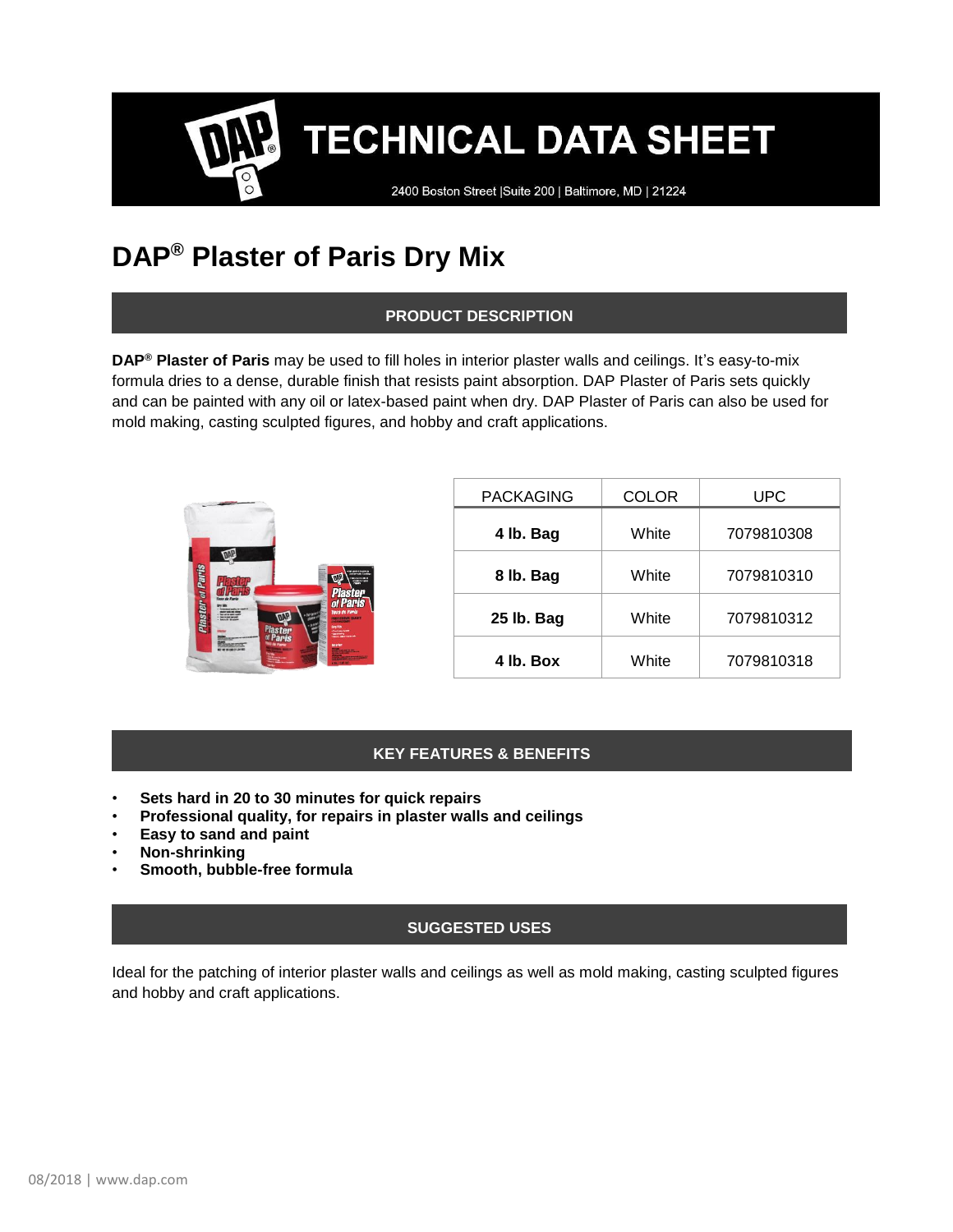# TECHNICAL DATA SHEET

2400 Boston Street |Suite 200 | Baltimore, MD | 21224

# DAP® Plaster of Paris Dry Mix

## PRODUCT DESCRIPTION

**DAP® Plaster of Paris** may be used to fill holes in interior plaster walls and ceilings. It's easy-to-mix formula dries to a dense, durable finish that resists paint absorption. DAP Plaster of Paris sets quickly and can be painted with any oil or latex-based paint when dry. DAP Plaster of Paris can also be used for mold making, casting sculpted figures, and hobby and craft applications.

| PACKAGING | COLOR | UPC |
|---|---|---|
| **4 lb. Bag** | White | 7079810308 |
| **8 lb. Bag** | White | 7079810310 |
| **25 lb. Bag** | White | 7079810312 |
| **4 lb. Box** | White | 7079810318 |

## KEY FEATURES & BENEFITS

- **Sets hard in 20 to 30 minutes for quick repairs**
- **Professional quality, for repairs in plaster walls and ceilings**
- **Easy to sand and paint**
- **Non-shrinking**
- **Smooth, bubble-free formula**

## SUGGESTED USES

Ideal for the patching of interior plaster walls and ceilings as well as mold making, casting sculpted figures and hobby and craft applications.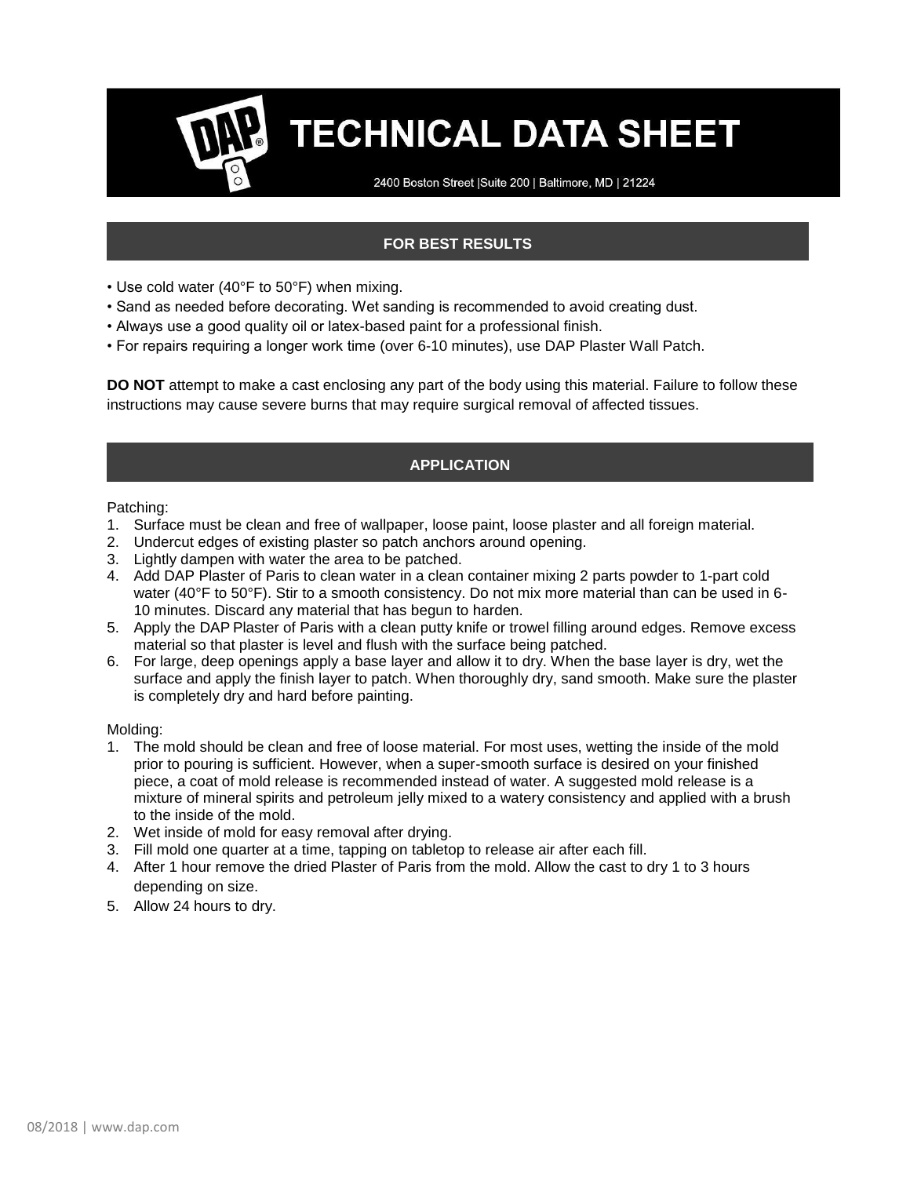# TECHNICAL DATA SHEET

2400 Boston Street |Suite 200 | Baltimore, MD | 21224

## FOR BEST RESULTS

- Use cold water (40°F to 50°F) when mixing.
- Sand as needed before decorating. Wet sanding is recommended to avoid creating dust.
- Always use a good quality oil or latex-based paint for a professional finish.
- For repairs requiring a longer work time (over 6-10 minutes), use DAP Plaster Wall Patch.

**DO NOT** attempt to make a cast enclosing any part of the body using this material. Failure to follow these instructions may cause severe burns that may require surgical removal of affected tissues.

## APPLICATION

Patching:

1. Surface must be clean and free of wallpaper, loose paint, loose plaster and all foreign material.
2. Undercut edges of existing plaster so patch anchors around opening.
3. Lightly dampen with water the area to be patched.
4. Add DAP Plaster of Paris to clean water in a clean container mixing 2 parts powder to 1-part cold water (40°F to 50°F). Stir to a smooth consistency. Do not mix more material than can be used in 6-10 minutes. Discard any material that has begun to harden.
5. Apply the DAP Plaster of Paris with a clean putty knife or trowel filling around edges. Remove excess material so that plaster is level and flush with the surface being patched.
6. For large, deep openings apply a base layer and allow it to dry. When the base layer is dry, wet the surface and apply the finish layer to patch. When thoroughly dry, sand smooth. Make sure the plaster is completely dry and hard before painting.

Molding:

1. The mold should be clean and free of loose material. For most uses, wetting the inside of the mold prior to pouring is sufficient. However, when a super-smooth surface is desired on your finished piece, a coat of mold release is recommended instead of water. A suggested mold release is a mixture of mineral spirits and petroleum jelly mixed to a watery consistency and applied with a brush to the inside of the mold.
2. Wet inside of mold for easy removal after drying.
3. Fill mold one quarter at a time, tapping on tabletop to release air after each fill.
4. After 1 hour remove the dried Plaster of Paris from the mold. Allow the cast to dry 1 to 3 hours depending on size.
5. Allow 24 hours to dry.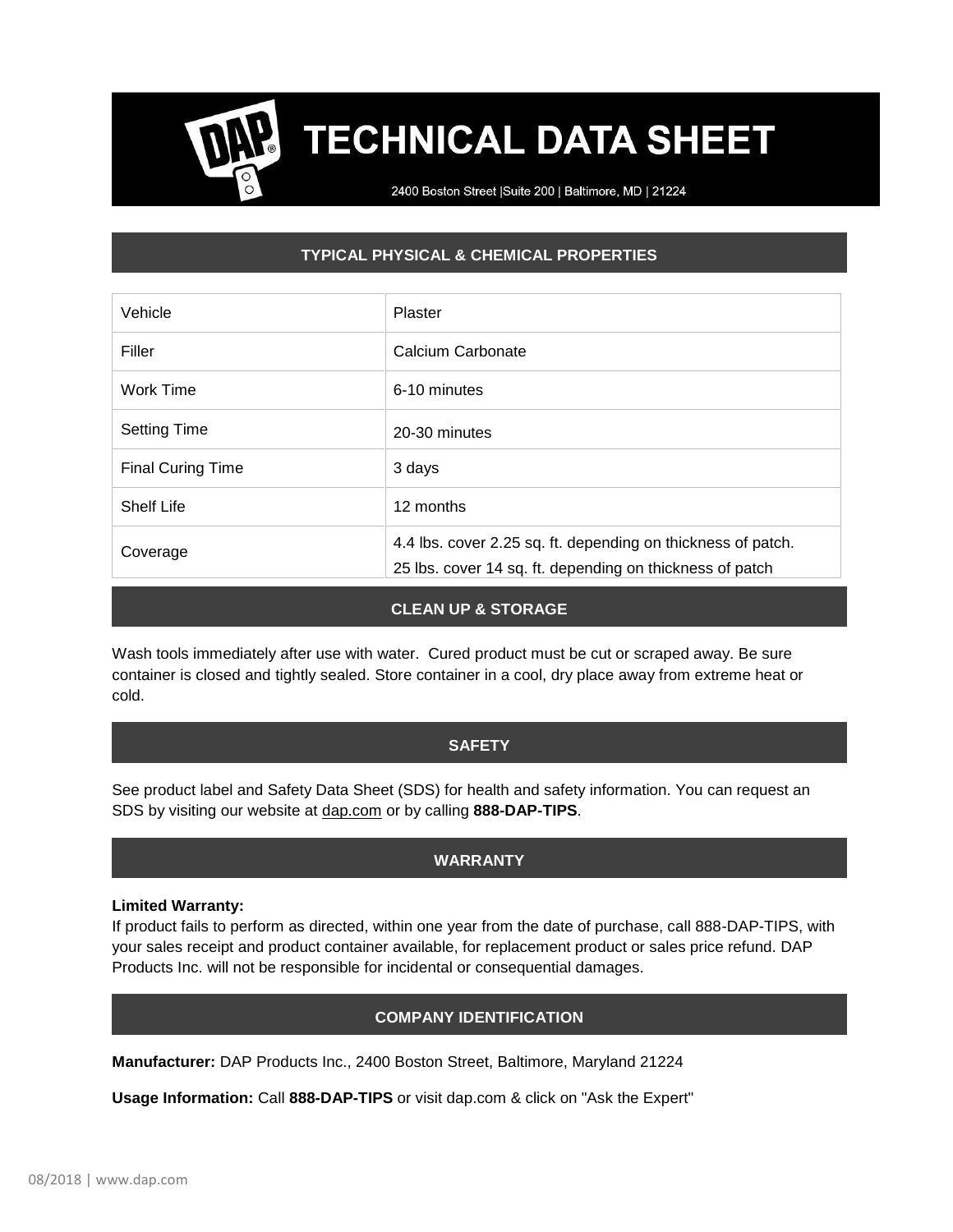# TECHNICAL DATA SHEET

2400 Boston Street |Suite 200 | Baltimore, MD | 21224

## TYPICAL PHYSICAL & CHEMICAL PROPERTIES

| | |
|---|---|
| Vehicle | Plaster |
| Filler | Calcium Carbonate |
| Work Time | 6-10 minutes |
| Setting Time | 20-30 minutes |
| Final Curing Time | 3 days |
| Shelf Life | 12 months |
| Coverage | 4.4 lbs. cover 2.25 sq. ft. depending on thickness of patch.<br>25 lbs. cover 14 sq. ft. depending on thickness of patch |

## CLEAN UP & STORAGE

Wash tools immediately after use with water. Cured product must be cut or scraped away. Be sure container is closed and tightly sealed. Store container in a cool, dry place away from extreme heat or cold.

## SAFETY

See product label and Safety Data Sheet (SDS) for health and safety information. You can request an SDS by visiting our website at dap.com or by calling **888-DAP-TIPS**.

## WARRANTY

**Limited Warranty:**
If product fails to perform as directed, within one year from the date of purchase, call 888-DAP-TIPS, with your sales receipt and product container available, for replacement product or sales price refund. DAP Products Inc. will not be responsible for incidental or consequential damages.

## COMPANY IDENTIFICATION

**Manufacturer:** DAP Products Inc., 2400 Boston Street, Baltimore, Maryland 21224

**Usage Information:** Call **888-DAP-TIPS** or visit dap.com & click on "Ask the Expert"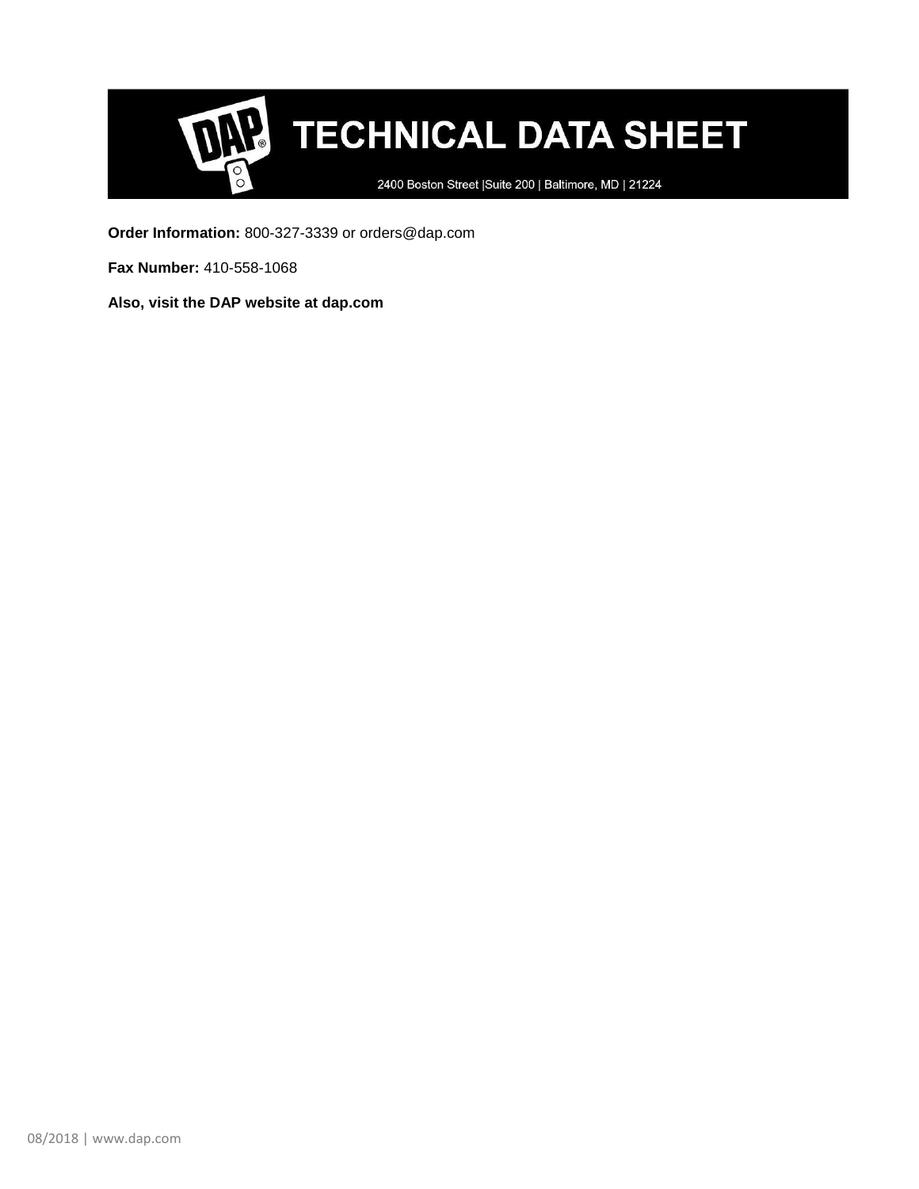# TECHNICAL DATA SHEET

2400 Boston Street |Suite 200 | Baltimore, MD | 21224

**Order Information:** 800-327-3339 or orders@dap.com

**Fax Number:** 410-558-1068

**Also, visit the DAP website at dap.com**